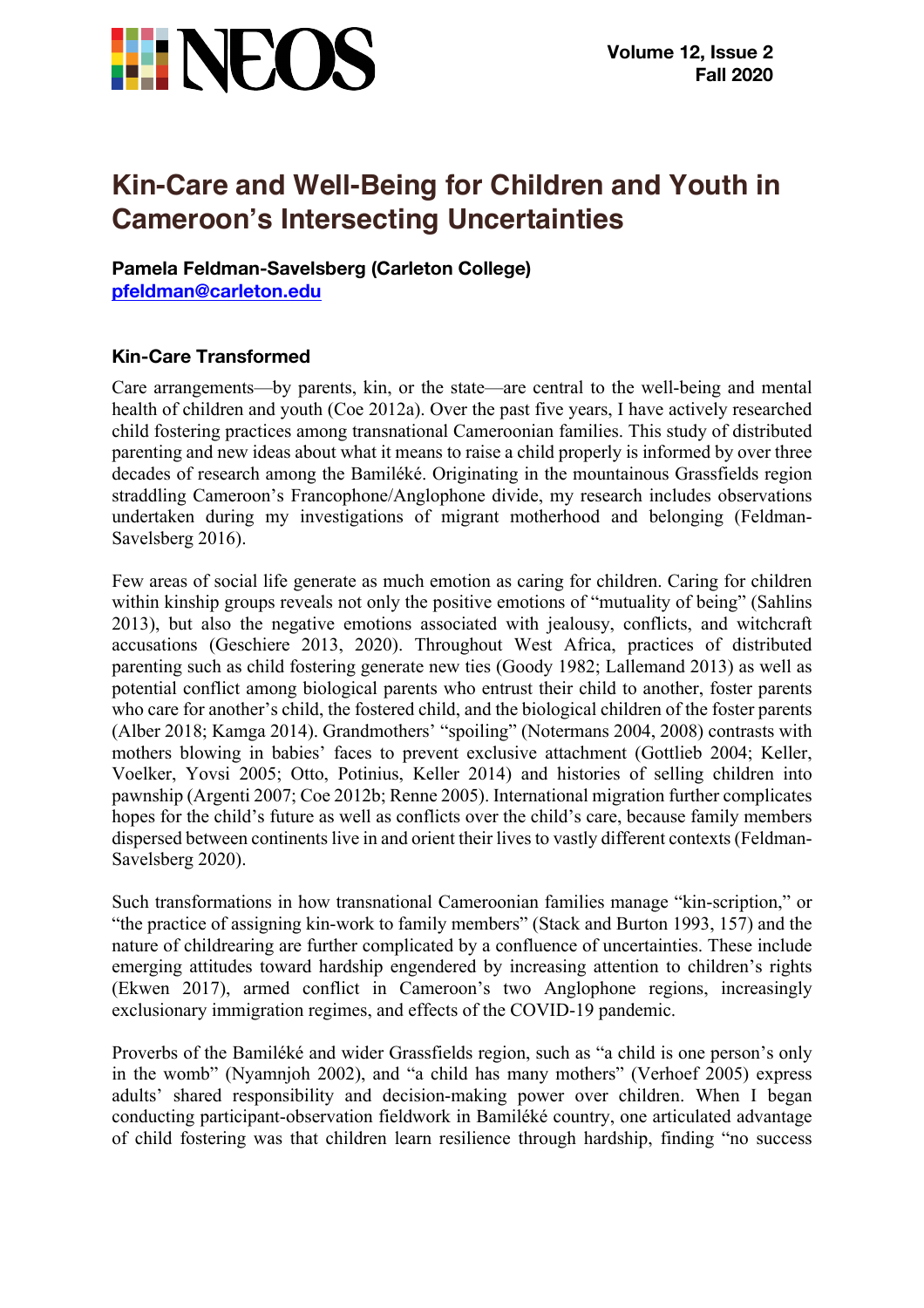# Kin-Care and Well-Being for Children and Youth in Cameroon's Intersecting Uncertainties

**Pamela Feldman-Savelsberg (Carleton College)**
pfeldman@carleton.edu

## Kin-Care Transformed

Care arrangements—by parents, kin, or the state—are central to the well-being and mental health of children and youth (Coe 2012a). Over the past five years, I have actively researched child fostering practices among transnational Cameroonian families. This study of distributed parenting and new ideas about what it means to raise a child properly is informed by over three decades of research among the Bamiléké. Originating in the mountainous Grassfields region straddling Cameroon's Francophone/Anglophone divide, my research includes observations undertaken during my investigations of migrant motherhood and belonging (Feldman-Savelsberg 2016).

Few areas of social life generate as much emotion as caring for children. Caring for children within kinship groups reveals not only the positive emotions of "mutuality of being" (Sahlins 2013), but also the negative emotions associated with jealousy, conflicts, and witchcraft accusations (Geschiere 2013, 2020). Throughout West Africa, practices of distributed parenting such as child fostering generate new ties (Goody 1982; Lallemand 2013) as well as potential conflict among biological parents who entrust their child to another, foster parents who care for another's child, the fostered child, and the biological children of the foster parents (Alber 2018; Kamga 2014). Grandmothers' "spoiling" (Notermans 2004, 2008) contrasts with mothers blowing in babies' faces to prevent exclusive attachment (Gottlieb 2004; Keller, Voelker, Yovsi 2005; Otto, Potinius, Keller 2014) and histories of selling children into pawnship (Argenti 2007; Coe 2012b; Renne 2005). International migration further complicates hopes for the child's future as well as conflicts over the child's care, because family members dispersed between continents live in and orient their lives to vastly different contexts (Feldman-Savelsberg 2020).

Such transformations in how transnational Cameroonian families manage "kin-scription," or "the practice of assigning kin-work to family members" (Stack and Burton 1993, 157) and the nature of childrearing are further complicated by a confluence of uncertainties. These include emerging attitudes toward hardship engendered by increasing attention to children's rights (Ekwen 2017), armed conflict in Cameroon's two Anglophone regions, increasingly exclusionary immigration regimes, and effects of the COVID-19 pandemic.

Proverbs of the Bamiléké and wider Grassfields region, such as "a child is one person's only in the womb" (Nyamnjoh 2002), and "a child has many mothers" (Verhoef 2005) express adults' shared responsibility and decision-making power over children. When I began conducting participant-observation fieldwork in Bamiléké country, one articulated advantage of child fostering was that children learn resilience through hardship, finding "no success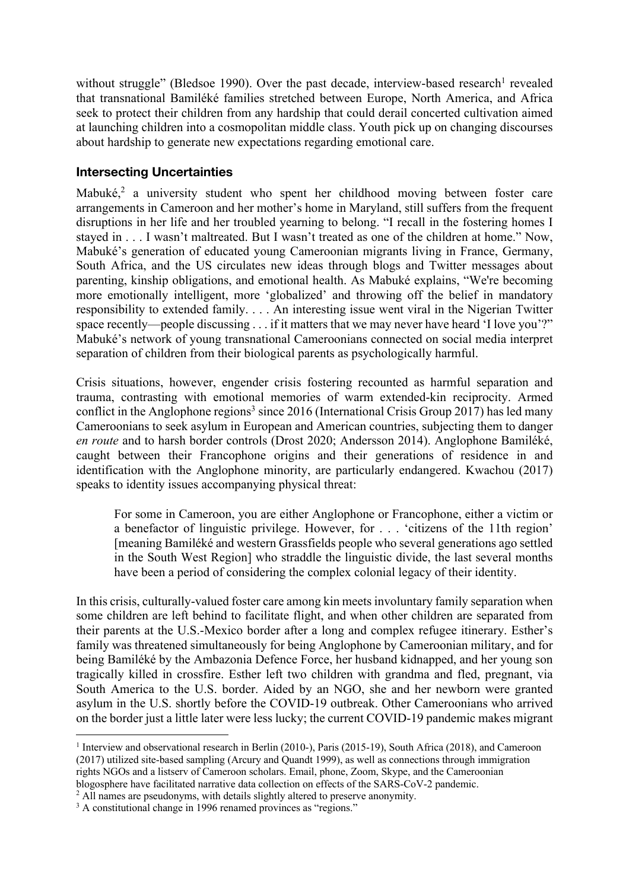without struggle" (Bledsoe 1990). Over the past decade, interview-based research[1] revealed that transnational Bamiléké families stretched between Europe, North America, and Africa seek to protect their children from any hardship that could derail concerted cultivation aimed at launching children into a cosmopolitan middle class. Youth pick up on changing discourses about hardship to generate new expectations regarding emotional care.

### Intersecting Uncertainties

Mabuké,[2] a university student who spent her childhood moving between foster care arrangements in Cameroon and her mother's home in Maryland, still suffers from the frequent disruptions in her life and her troubled yearning to belong. "I recall in the fostering homes I stayed in . . . I wasn't maltreated. But I wasn't treated as one of the children at home." Now, Mabuké's generation of educated young Cameroonian migrants living in France, Germany, South Africa, and the US circulates new ideas through blogs and Twitter messages about parenting, kinship obligations, and emotional health. As Mabuké explains, "We're becoming more emotionally intelligent, more 'globalized' and throwing off the belief in mandatory responsibility to extended family. . . . An interesting issue went viral in the Nigerian Twitter space recently—people discussing . . . if it matters that we may never have heard 'I love you'?" Mabuké's network of young transnational Cameroonians connected on social media interpret separation of children from their biological parents as psychologically harmful.

Crisis situations, however, engender crisis fostering recounted as harmful separation and trauma, contrasting with emotional memories of warm extended-kin reciprocity. Armed conflict in the Anglophone regions[3] since 2016 (International Crisis Group 2017) has led many Cameroonians to seek asylum in European and American countries, subjecting them to danger *en route* and to harsh border controls (Drost 2020; Andersson 2014). Anglophone Bamiléké, caught between their Francophone origins and their generations of residence in and identification with the Anglophone minority, are particularly endangered. Kwachou (2017) speaks to identity issues accompanying physical threat:

> For some in Cameroon, you are either Anglophone or Francophone, either a victim or a benefactor of linguistic privilege. However, for . . . 'citizens of the 11th region' [meaning Bamiléké and western Grassfields people who several generations ago settled in the South West Region] who straddle the linguistic divide, the last several months have been a period of considering the complex colonial legacy of their identity.

In this crisis, culturally-valued foster care among kin meets involuntary family separation when some children are left behind to facilitate flight, and when other children are separated from their parents at the U.S.-Mexico border after a long and complex refugee itinerary. Esther's family was threatened simultaneously for being Anglophone by Cameroonian military, and for being Bamiléké by the Ambazonia Defence Force, her husband kidnapped, and her young son tragically killed in crossfire. Esther left two children with grandma and fled, pregnant, via South America to the U.S. border. Aided by an NGO, she and her newborn were granted asylum in the U.S. shortly before the COVID-19 outbreak. Other Cameroonians who arrived on the border just a little later were less lucky; the current COVID-19 pandemic makes migrant

---

[1] Interview and observational research in Berlin (2010-), Paris (2015-19), South Africa (2018), and Cameroon (2017) utilized site-based sampling (Arcury and Quandt 1999), as well as connections through immigration rights NGOs and a listserv of Cameroon scholars. Email, phone, Zoom, Skype, and the Cameroonian blogosphere have facilitated narrative data collection on effects of the SARS-CoV-2 pandemic.

[2] All names are pseudonyms, with details slightly altered to preserve anonymity.

[3] A constitutional change in 1996 renamed provinces as "regions."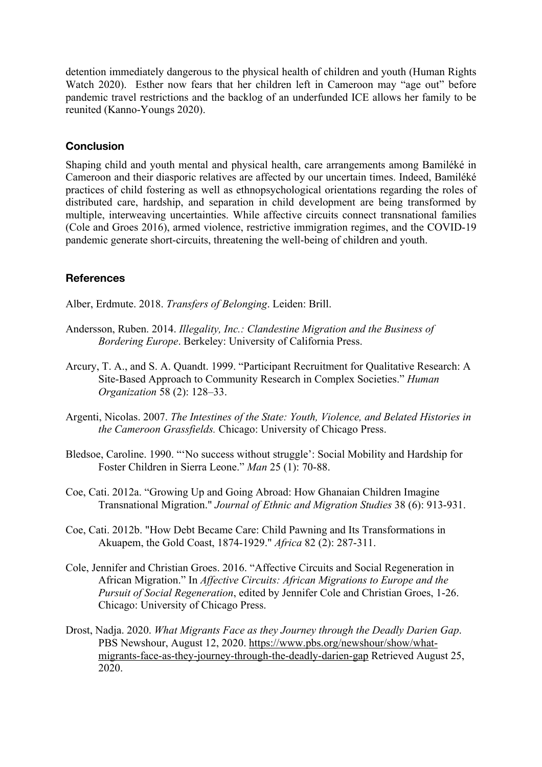detention immediately dangerous to the physical health of children and youth (Human Rights Watch 2020). Esther now fears that her children left in Cameroon may "age out" before pandemic travel restrictions and the backlog of an underfunded ICE allows her family to be reunited (Kanno-Youngs 2020).

## Conclusion

Shaping child and youth mental and physical health, care arrangements among Bamiléké in Cameroon and their diasporic relatives are affected by our uncertain times. Indeed, Bamiléké practices of child fostering as well as ethnopsychological orientations regarding the roles of distributed care, hardship, and separation in child development are being transformed by multiple, interweaving uncertainties. While affective circuits connect transnational families (Cole and Groes 2016), armed violence, restrictive immigration regimes, and the COVID-19 pandemic generate short-circuits, threatening the well-being of children and youth.

## References

Alber, Erdmute. 2018. *Transfers of Belonging*. Leiden: Brill.

Andersson, Ruben. 2014. *Illegality, Inc.: Clandestine Migration and the Business of Bordering Europe*. Berkeley: University of California Press.

Arcury, T. A., and S. A. Quandt. 1999. "Participant Recruitment for Qualitative Research: A Site-Based Approach to Community Research in Complex Societies." *Human Organization* 58 (2): 128–33.

Argenti, Nicolas. 2007. *The Intestines of the State: Youth, Violence, and Belated Histories in the Cameroon Grassfields.* Chicago: University of Chicago Press.

Bledsoe, Caroline. 1990. "'No success without struggle': Social Mobility and Hardship for Foster Children in Sierra Leone." *Man* 25 (1): 70-88.

Coe, Cati. 2012a. "Growing Up and Going Abroad: How Ghanaian Children Imagine Transnational Migration." *Journal of Ethnic and Migration Studies* 38 (6): 913-931.

Coe, Cati. 2012b. "How Debt Became Care: Child Pawning and Its Transformations in Akuapem, the Gold Coast, 1874-1929." *Africa* 82 (2): 287-311.

Cole, Jennifer and Christian Groes. 2016. "Affective Circuits and Social Regeneration in African Migration." In *Affective Circuits: African Migrations to Europe and the Pursuit of Social Regeneration*, edited by Jennifer Cole and Christian Groes, 1-26. Chicago: University of Chicago Press.

Drost, Nadja. 2020. *What Migrants Face as they Journey through the Deadly Darien Gap*. PBS Newshour, August 12, 2020. https://www.pbs.org/newshour/show/what-migrants-face-as-they-journey-through-the-deadly-darien-gap Retrieved August 25, 2020.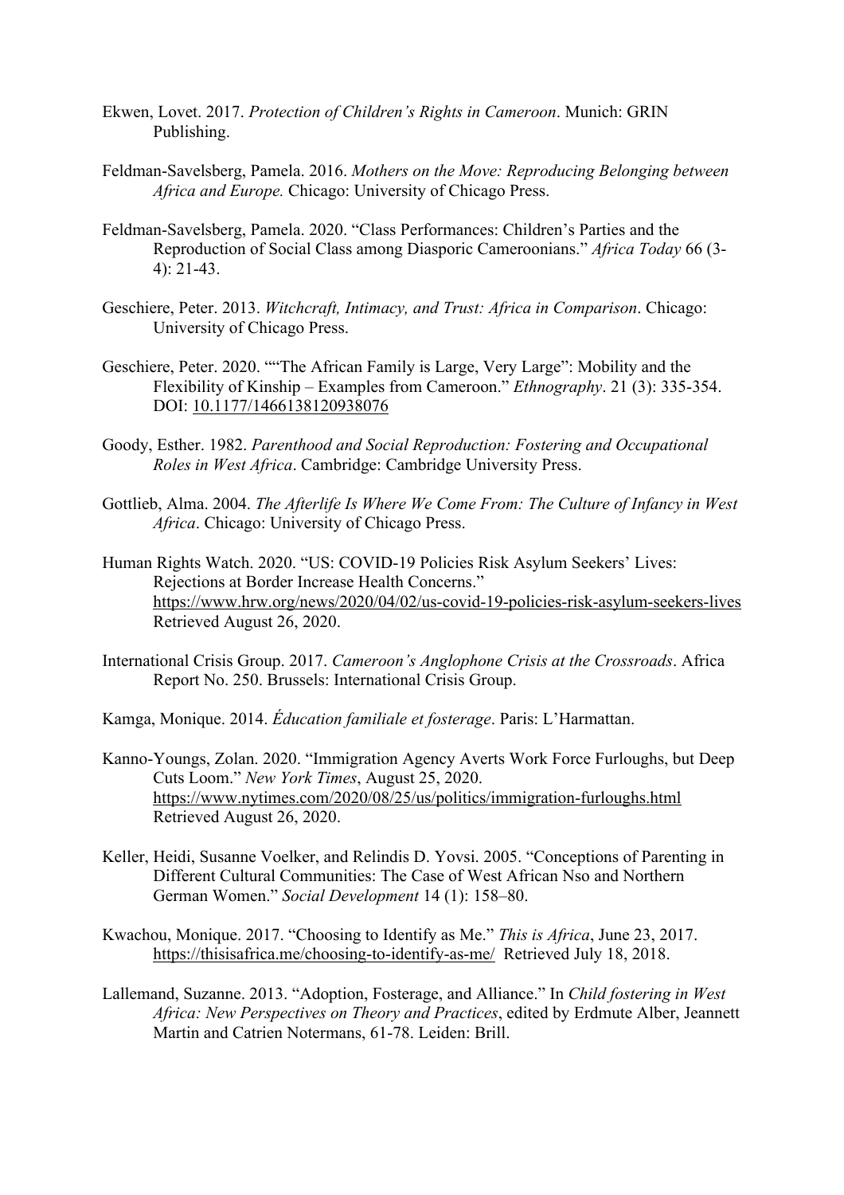Ekwen, Lovet. 2017. *Protection of Children's Rights in Cameroon*. Munich: GRIN Publishing.

Feldman-Savelsberg, Pamela. 2016. *Mothers on the Move: Reproducing Belonging between Africa and Europe.* Chicago: University of Chicago Press.

Feldman-Savelsberg, Pamela. 2020. "Class Performances: Children's Parties and the Reproduction of Social Class among Diasporic Cameroonians." *Africa Today* 66 (3-4): 21-43.

Geschiere, Peter. 2013. *Witchcraft, Intimacy, and Trust: Africa in Comparison*. Chicago: University of Chicago Press.

Geschiere, Peter. 2020. ""The African Family is Large, Very Large": Mobility and the Flexibility of Kinship – Examples from Cameroon." *Ethnography*. 21 (3): 335-354. DOI: 10.1177/1466138120938076

Goody, Esther. 1982. *Parenthood and Social Reproduction: Fostering and Occupational Roles in West Africa*. Cambridge: Cambridge University Press.

Gottlieb, Alma. 2004. *The Afterlife Is Where We Come From: The Culture of Infancy in West Africa*. Chicago: University of Chicago Press.

Human Rights Watch. 2020. "US: COVID-19 Policies Risk Asylum Seekers' Lives: Rejections at Border Increase Health Concerns." https://www.hrw.org/news/2020/04/02/us-covid-19-policies-risk-asylum-seekers-lives Retrieved August 26, 2020.

International Crisis Group. 2017. *Cameroon's Anglophone Crisis at the Crossroads*. Africa Report No. 250. Brussels: International Crisis Group.

Kamga, Monique. 2014. *Éducation familiale et fosterage*. Paris: L'Harmattan.

Kanno-Youngs, Zolan. 2020. "Immigration Agency Averts Work Force Furloughs, but Deep Cuts Loom." *New York Times*, August 25, 2020. https://www.nytimes.com/2020/08/25/us/politics/immigration-furloughs.html Retrieved August 26, 2020.

Keller, Heidi, Susanne Voelker, and Relindis D. Yovsi. 2005. "Conceptions of Parenting in Different Cultural Communities: The Case of West African Nso and Northern German Women." *Social Development* 14 (1): 158–80.

Kwachou, Monique. 2017. "Choosing to Identify as Me." *This is Africa*, June 23, 2017. https://thisisafrica.me/choosing-to-identify-as-me/ Retrieved July 18, 2018.

Lallemand, Suzanne. 2013. "Adoption, Fosterage, and Alliance." In *Child fostering in West Africa: New Perspectives on Theory and Practices*, edited by Erdmute Alber, Jeannett Martin and Catrien Notermans, 61-78. Leiden: Brill.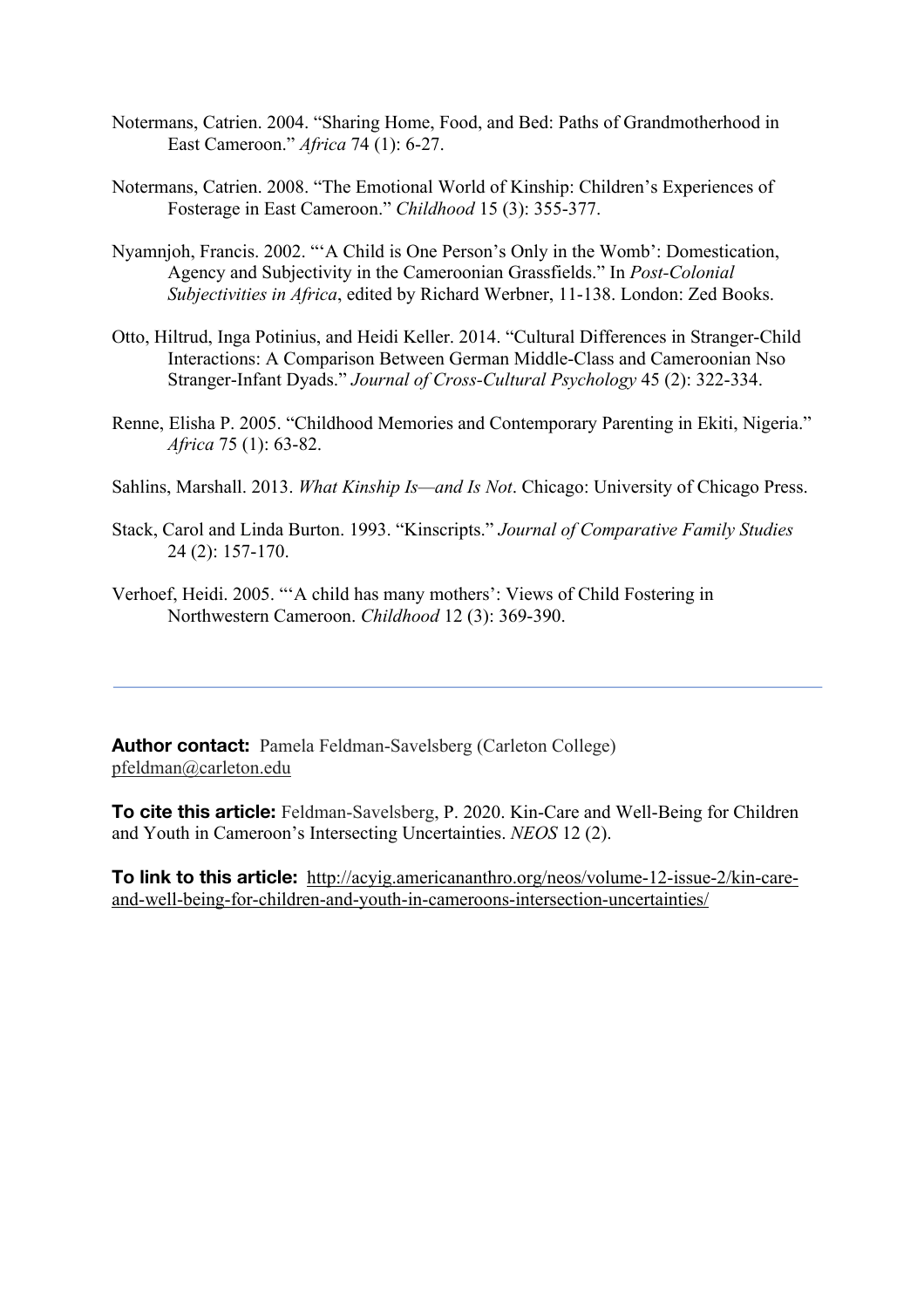Notermans, Catrien. 2004. "Sharing Home, Food, and Bed: Paths of Grandmotherhood in East Cameroon." *Africa* 74 (1): 6-27.

Notermans, Catrien. 2008. "The Emotional World of Kinship: Children's Experiences of Fosterage in East Cameroon." *Childhood* 15 (3): 355-377.

Nyamnjoh, Francis. 2002. "'A Child is One Person's Only in the Womb': Domestication, Agency and Subjectivity in the Cameroonian Grassfields." In *Post-Colonial Subjectivities in Africa*, edited by Richard Werbner, 11-138. London: Zed Books.

Otto, Hiltrud, Inga Potinius, and Heidi Keller. 2014. "Cultural Differences in Stranger-Child Interactions: A Comparison Between German Middle-Class and Cameroonian Nso Stranger-Infant Dyads." *Journal of Cross-Cultural Psychology* 45 (2): 322-334.

Renne, Elisha P. 2005. "Childhood Memories and Contemporary Parenting in Ekiti, Nigeria." *Africa* 75 (1): 63-82.

Sahlins, Marshall. 2013. *What Kinship Is—and Is Not*. Chicago: University of Chicago Press.

Stack, Carol and Linda Burton. 1993. "Kinscripts." *Journal of Comparative Family Studies* 24 (2): 157-170.

Verhoef, Heidi. 2005. "'A child has many mothers': Views of Child Fostering in Northwestern Cameroon. *Childhood* 12 (3): 369-390.

---

**Author contact:** Pamela Feldman-Savelsberg (Carleton College) pfeldman@carleton.edu

**To cite this article:** Feldman-Savelsberg, P. 2020. Kin-Care and Well-Being for Children and Youth in Cameroon's Intersecting Uncertainties. *NEOS* 12 (2).

**To link to this article:** http://acyig.americananthro.org/neos/volume-12-issue-2/kin-care-and-well-being-for-children-and-youth-in-cameroons-intersection-uncertainties/